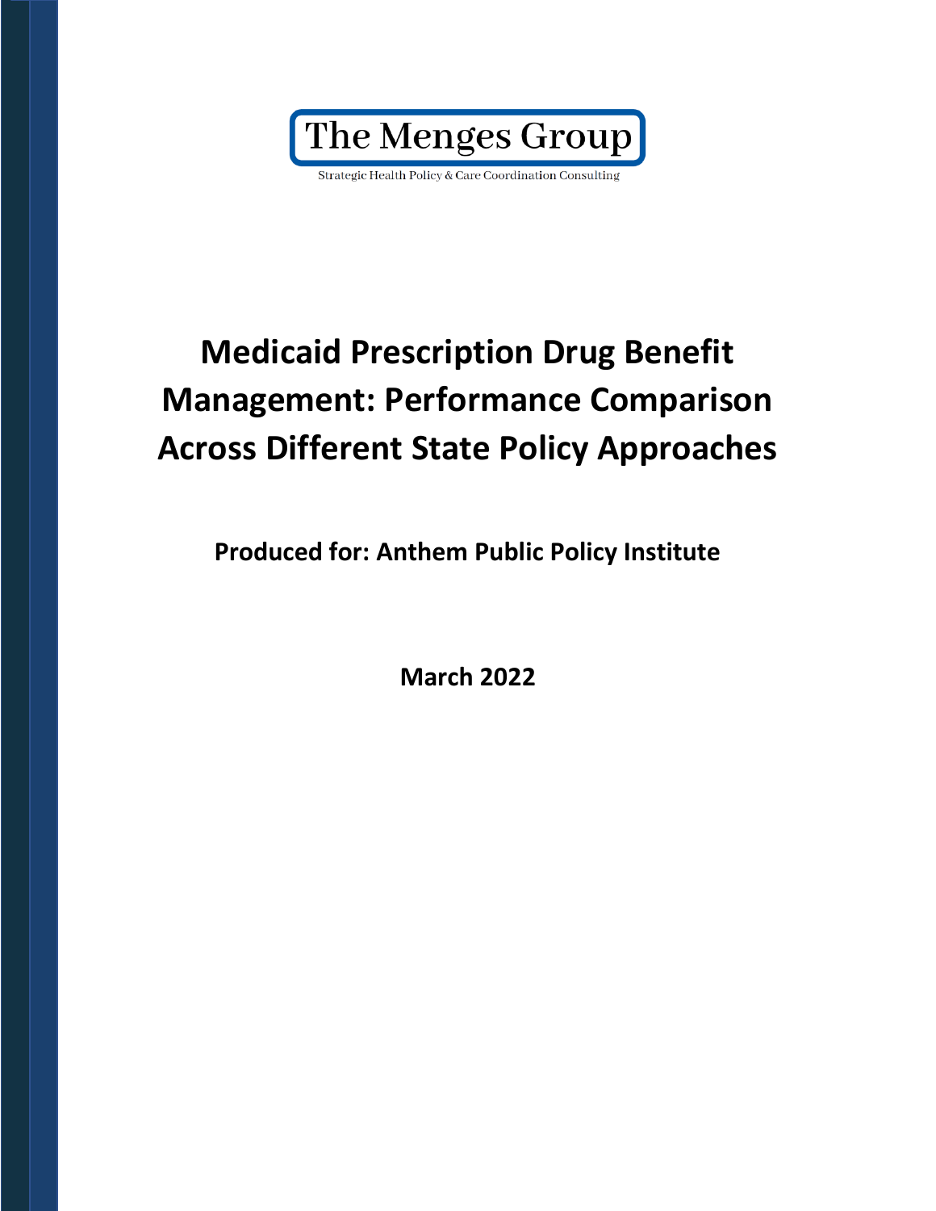The Menges Group

Strategic Health Policy & Care Coordination Consulting

# Medicaid Prescription Drug Benefit Management: Performance Comparison Across Different State Policy Approaches

**Produced for: Anthem Public Policy Institute**

**March 2022**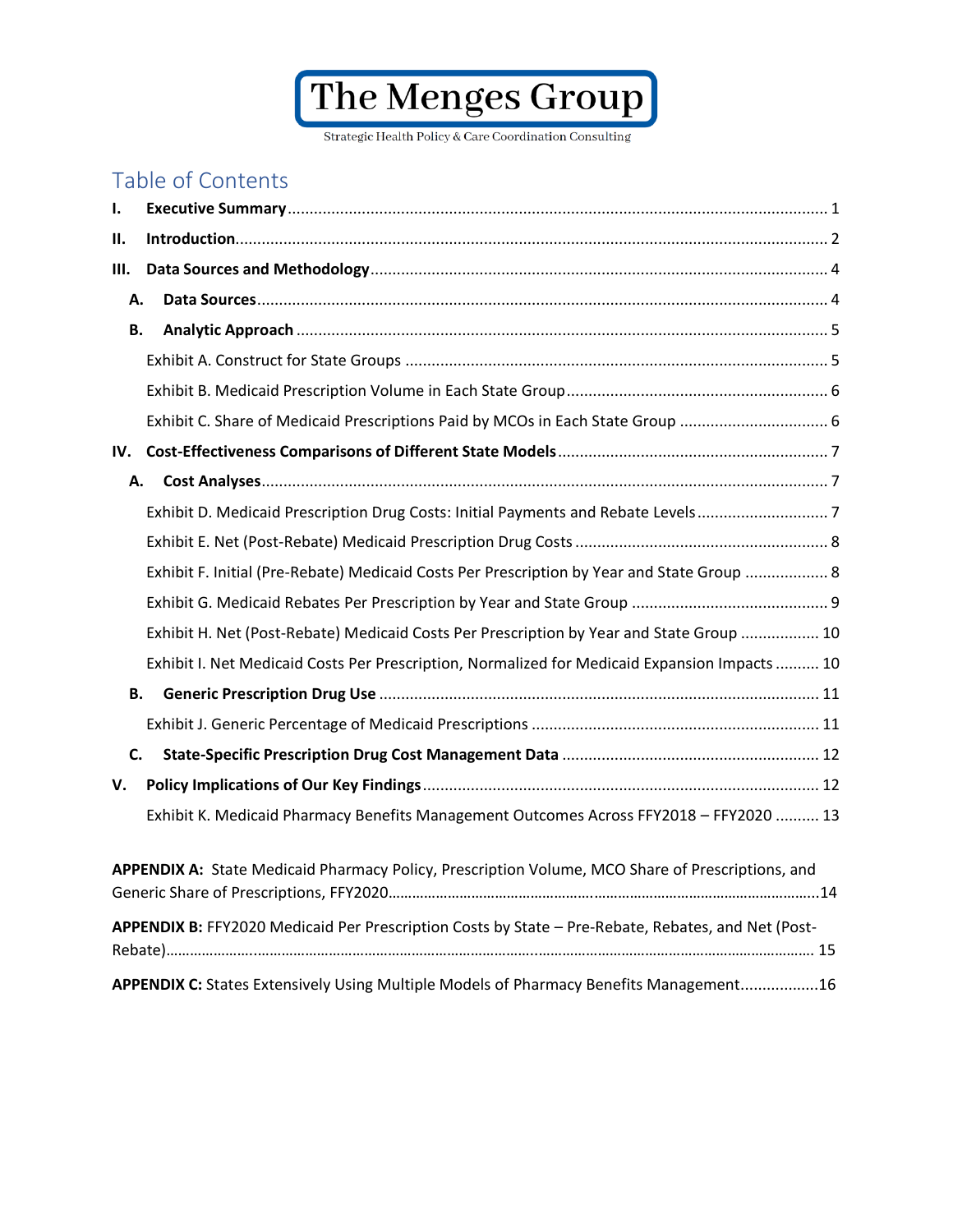The Menges Group

Strategic Health Policy & Care Coordination Consulting

## Table of Contents

**I. Executive Summary** ........ 1

**II. Introduction** ........ 2

**III. Data Sources and Methodology** ........ 4

- **A. Data Sources** ........ 4
- **B. Analytic Approach** ........ 5
  - Exhibit A. Construct for State Groups ........ 5
  - Exhibit B. Medicaid Prescription Volume in Each State Group ........ 6
  - Exhibit C. Share of Medicaid Prescriptions Paid by MCOs in Each State Group ........ 6

**IV. Cost-Effectiveness Comparisons of Different State Models** ........ 7

- **A. Cost Analyses** ........ 7
  - Exhibit D. Medicaid Prescription Drug Costs: Initial Payments and Rebate Levels ........ 7
  - Exhibit E. Net (Post-Rebate) Medicaid Prescription Drug Costs ........ 8
  - Exhibit F. Initial (Pre-Rebate) Medicaid Costs Per Prescription by Year and State Group ........ 8
  - Exhibit G. Medicaid Rebates Per Prescription by Year and State Group ........ 9
  - Exhibit H. Net (Post-Rebate) Medicaid Costs Per Prescription by Year and State Group ........ 10
  - Exhibit I. Net Medicaid Costs Per Prescription, Normalized for Medicaid Expansion Impacts ........ 10
- **B. Generic Prescription Drug Use** ........ 11
  - Exhibit J. Generic Percentage of Medicaid Prescriptions ........ 11
- **C. State-Specific Prescription Drug Cost Management Data** ........ 12

**V. Policy Implications of Our Key Findings** ........ 12

- Exhibit K. Medicaid Pharmacy Benefits Management Outcomes Across FFY2018 – FFY2020 ........ 13

**APPENDIX A:** State Medicaid Pharmacy Policy, Prescription Volume, MCO Share of Prescriptions, and Generic Share of Prescriptions, FFY2020........14

**APPENDIX B:** FFY2020 Medicaid Per Prescription Costs by State – Pre-Rebate, Rebates, and Net (Post-Rebate)........ 15

**APPENDIX C:** States Extensively Using Multiple Models of Pharmacy Benefits Management........16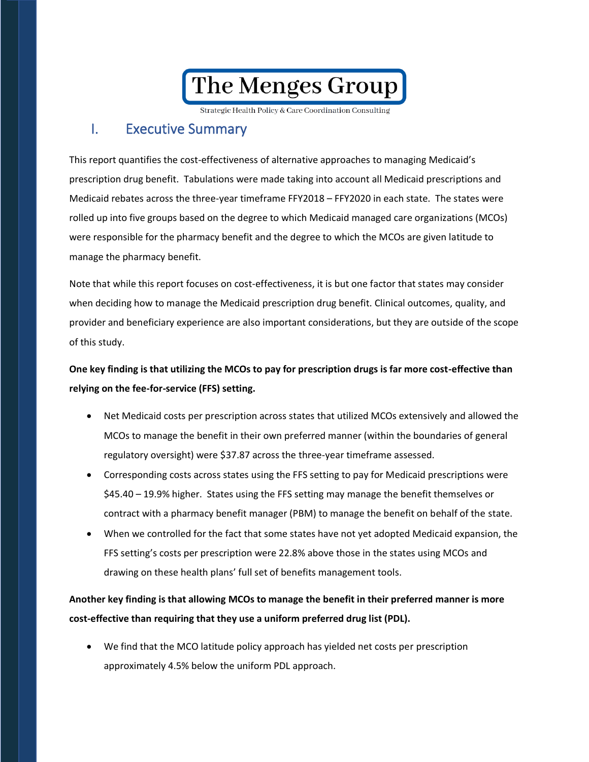# I. Executive Summary

This report quantifies the cost-effectiveness of alternative approaches to managing Medicaid's prescription drug benefit. Tabulations were made taking into account all Medicaid prescriptions and Medicaid rebates across the three-year timeframe FFY2018 – FFY2020 in each state. The states were rolled up into five groups based on the degree to which Medicaid managed care organizations (MCOs) were responsible for the pharmacy benefit and the degree to which the MCOs are given latitude to manage the pharmacy benefit.

Note that while this report focuses on cost-effectiveness, it is but one factor that states may consider when deciding how to manage the Medicaid prescription drug benefit. Clinical outcomes, quality, and provider and beneficiary experience are also important considerations, but they are outside of the scope of this study.

**One key finding is that utilizing the MCOs to pay for prescription drugs is far more cost-effective than relying on the fee-for-service (FFS) setting.**

- Net Medicaid costs per prescription across states that utilized MCOs extensively and allowed the MCOs to manage the benefit in their own preferred manner (within the boundaries of general regulatory oversight) were $37.87 across the three-year timeframe assessed.
- Corresponding costs across states using the FFS setting to pay for Medicaid prescriptions were $45.40 – 19.9% higher. States using the FFS setting may manage the benefit themselves or contract with a pharmacy benefit manager (PBM) to manage the benefit on behalf of the state.
- When we controlled for the fact that some states have not yet adopted Medicaid expansion, the FFS setting's costs per prescription were 22.8% above those in the states using MCOs and drawing on these health plans' full set of benefits management tools.

**Another key finding is that allowing MCOs to manage the benefit in their preferred manner is more cost-effective than requiring that they use a uniform preferred drug list (PDL).**

- We find that the MCO latitude policy approach has yielded net costs per prescription approximately 4.5% below the uniform PDL approach.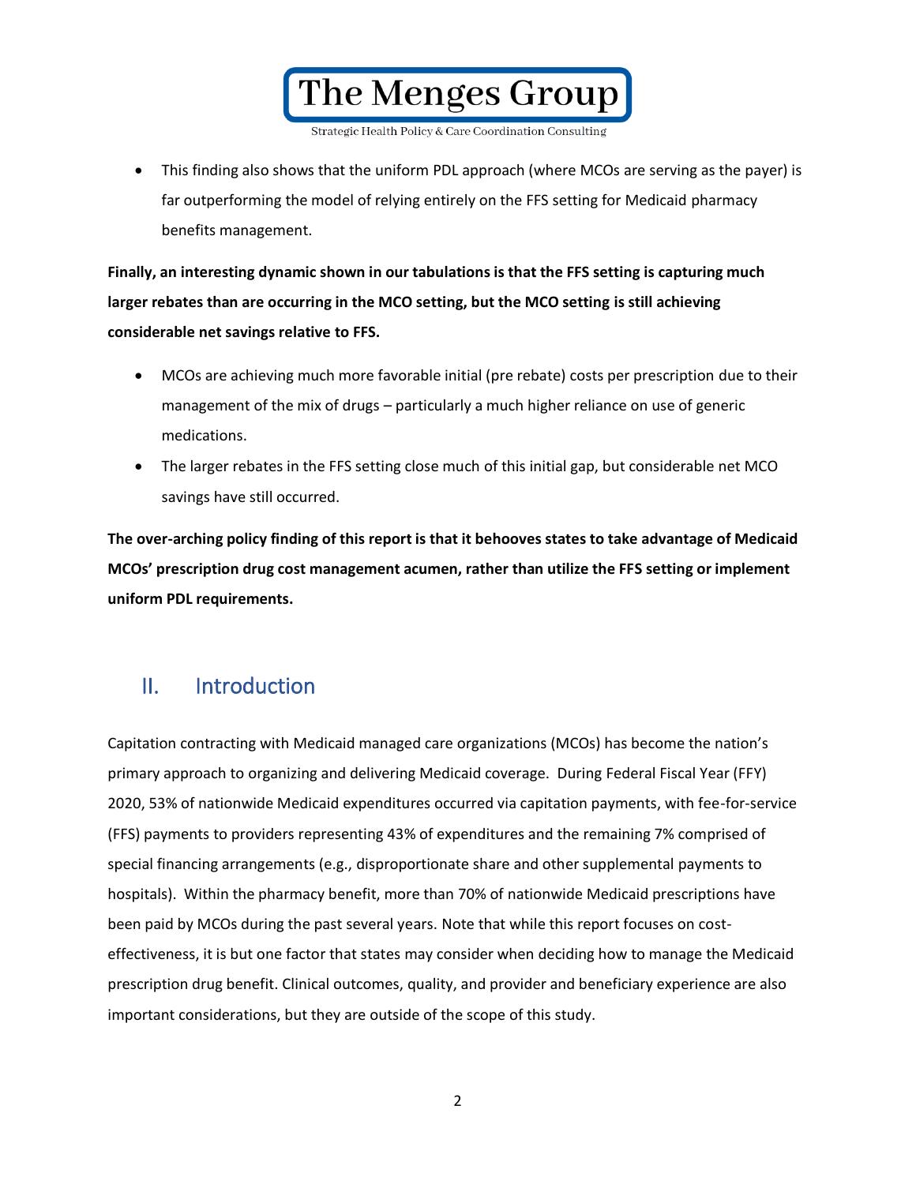- This finding also shows that the uniform PDL approach (where MCOs are serving as the payer) is far outperforming the model of relying entirely on the FFS setting for Medicaid pharmacy benefits management.

**Finally, an interesting dynamic shown in our tabulations is that the FFS setting is capturing much larger rebates than are occurring in the MCO setting, but the MCO setting is still achieving considerable net savings relative to FFS.**

- MCOs are achieving much more favorable initial (pre rebate) costs per prescription due to their management of the mix of drugs – particularly a much higher reliance on use of generic medications.
- The larger rebates in the FFS setting close much of this initial gap, but considerable net MCO savings have still occurred.

**The over-arching policy finding of this report is that it behooves states to take advantage of Medicaid MCOs' prescription drug cost management acumen, rather than utilize the FFS setting or implement uniform PDL requirements.**

## II. Introduction

Capitation contracting with Medicaid managed care organizations (MCOs) has become the nation's primary approach to organizing and delivering Medicaid coverage. During Federal Fiscal Year (FFY) 2020, 53% of nationwide Medicaid expenditures occurred via capitation payments, with fee-for-service (FFS) payments to providers representing 43% of expenditures and the remaining 7% comprised of special financing arrangements (e.g., disproportionate share and other supplemental payments to hospitals). Within the pharmacy benefit, more than 70% of nationwide Medicaid prescriptions have been paid by MCOs during the past several years. Note that while this report focuses on cost-effectiveness, it is but one factor that states may consider when deciding how to manage the Medicaid prescription drug benefit. Clinical outcomes, quality, and provider and beneficiary experience are also important considerations, but they are outside of the scope of this study.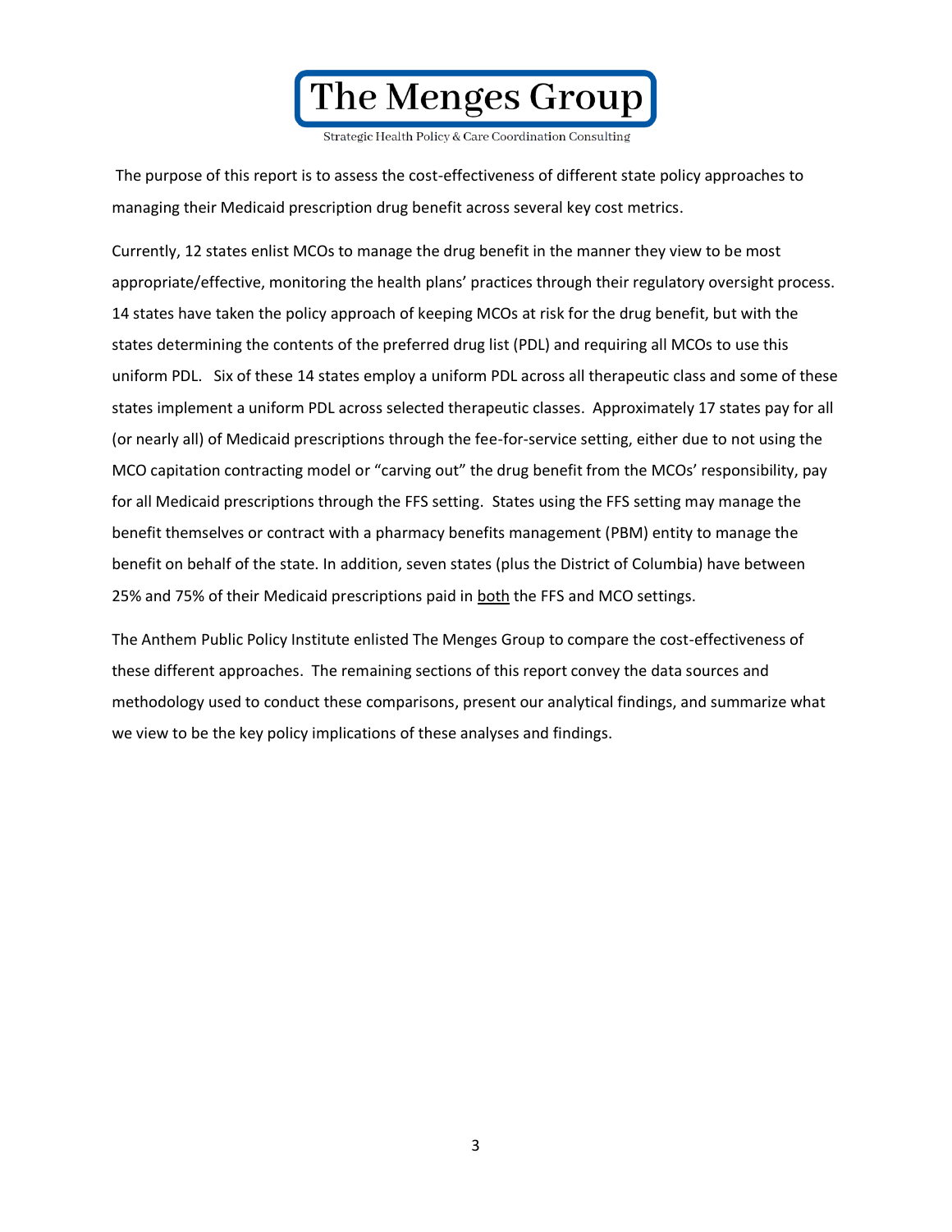The purpose of this report is to assess the cost-effectiveness of different state policy approaches to managing their Medicaid prescription drug benefit across several key cost metrics.

Currently, 12 states enlist MCOs to manage the drug benefit in the manner they view to be most appropriate/effective, monitoring the health plans' practices through their regulatory oversight process. 14 states have taken the policy approach of keeping MCOs at risk for the drug benefit, but with the states determining the contents of the preferred drug list (PDL) and requiring all MCOs to use this uniform PDL. Six of these 14 states employ a uniform PDL across all therapeutic class and some of these states implement a uniform PDL across selected therapeutic classes. Approximately 17 states pay for all (or nearly all) of Medicaid prescriptions through the fee-for-service setting, either due to not using the MCO capitation contracting model or "carving out" the drug benefit from the MCOs' responsibility, pay for all Medicaid prescriptions through the FFS setting. States using the FFS setting may manage the benefit themselves or contract with a pharmacy benefits management (PBM) entity to manage the benefit on behalf of the state. In addition, seven states (plus the District of Columbia) have between 25% and 75% of their Medicaid prescriptions paid in <u>both</u> the FFS and MCO settings.

The Anthem Public Policy Institute enlisted The Menges Group to compare the cost-effectiveness of these different approaches. The remaining sections of this report convey the data sources and methodology used to conduct these comparisons, present our analytical findings, and summarize what we view to be the key policy implications of these analyses and findings.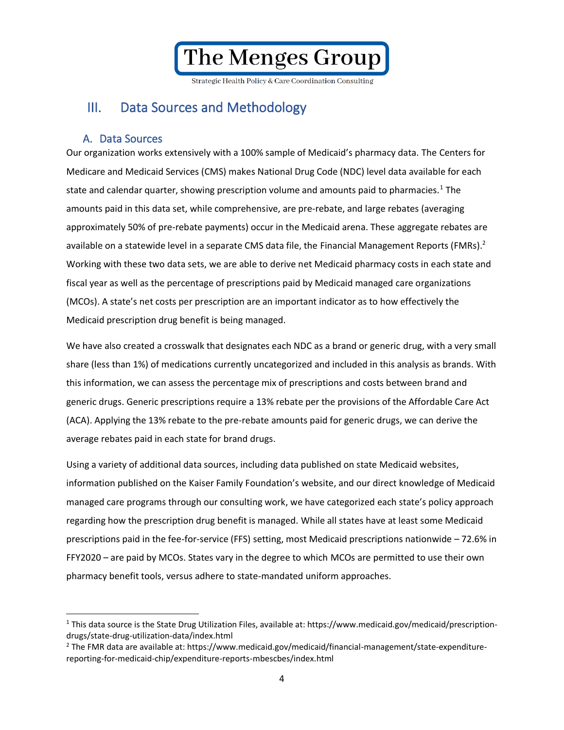## III. Data Sources and Methodology

### A. Data Sources

Our organization works extensively with a 100% sample of Medicaid's pharmacy data. The Centers for Medicare and Medicaid Services (CMS) makes National Drug Code (NDC) level data available for each state and calendar quarter, showing prescription volume and amounts paid to pharmacies.[1] The amounts paid in this data set, while comprehensive, are pre-rebate, and large rebates (averaging approximately 50% of pre-rebate payments) occur in the Medicaid arena. These aggregate rebates are available on a statewide level in a separate CMS data file, the Financial Management Reports (FMRs).[2] Working with these two data sets, we are able to derive net Medicaid pharmacy costs in each state and fiscal year as well as the percentage of prescriptions paid by Medicaid managed care organizations (MCOs). A state's net costs per prescription are an important indicator as to how effectively the Medicaid prescription drug benefit is being managed.

We have also created a crosswalk that designates each NDC as a brand or generic drug, with a very small share (less than 1%) of medications currently uncategorized and included in this analysis as brands. With this information, we can assess the percentage mix of prescriptions and costs between brand and generic drugs. Generic prescriptions require a 13% rebate per the provisions of the Affordable Care Act (ACA). Applying the 13% rebate to the pre-rebate amounts paid for generic drugs, we can derive the average rebates paid in each state for brand drugs.

Using a variety of additional data sources, including data published on state Medicaid websites, information published on the Kaiser Family Foundation's website, and our direct knowledge of Medicaid managed care programs through our consulting work, we have categorized each state's policy approach regarding how the prescription drug benefit is managed. While all states have at least some Medicaid prescriptions paid in the fee-for-service (FFS) setting, most Medicaid prescriptions nationwide – 72.6% in FFY2020 – are paid by MCOs. States vary in the degree to which MCOs are permitted to use their own pharmacy benefit tools, versus adhere to state-mandated uniform approaches.

---

[1] This data source is the State Drug Utilization Files, available at: https://www.medicaid.gov/medicaid/prescription-drugs/state-drug-utilization-data/index.html

[2] The FMR data are available at: https://www.medicaid.gov/medicaid/financial-management/state-expenditure-reporting-for-medicaid-chip/expenditure-reports-mbescbes/index.html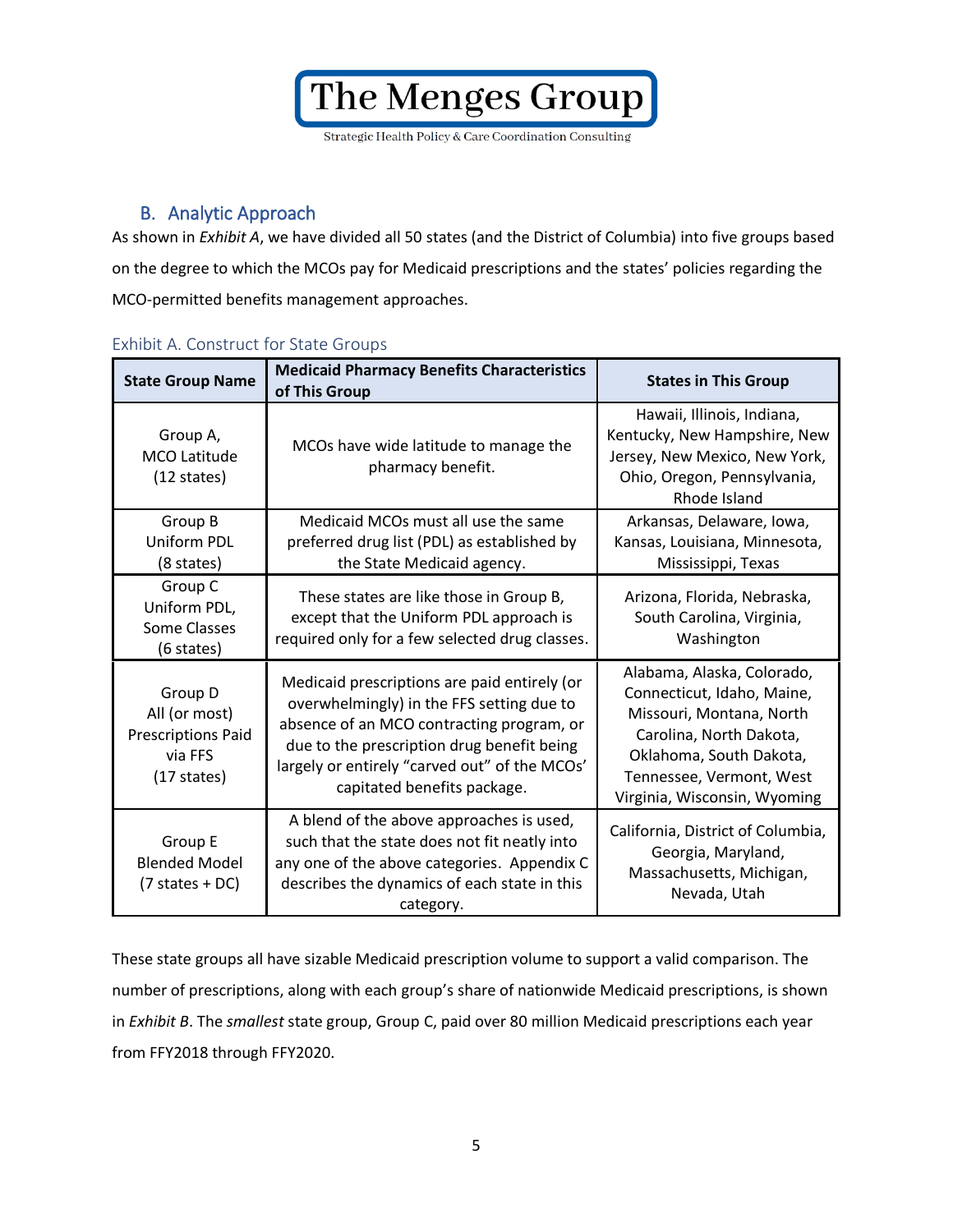## B. Analytic Approach

As shown in *Exhibit A*, we have divided all 50 states (and the District of Columbia) into five groups based on the degree to which the MCOs pay for Medicaid prescriptions and the states' policies regarding the MCO-permitted benefits management approaches.

Exhibit A. Construct for State Groups

| State Group Name | Medicaid Pharmacy Benefits Characteristics of This Group | States in This Group |
|---|---|---|
| Group A, MCO Latitude (12 states) | MCOs have wide latitude to manage the pharmacy benefit. | Hawaii, Illinois, Indiana, Kentucky, New Hampshire, New Jersey, New Mexico, New York, Ohio, Oregon, Pennsylvania, Rhode Island |
| Group B Uniform PDL (8 states) | Medicaid MCOs must all use the same preferred drug list (PDL) as established by the State Medicaid agency. | Arkansas, Delaware, Iowa, Kansas, Louisiana, Minnesota, Mississippi, Texas |
| Group C Uniform PDL, Some Classes (6 states) | These states are like those in Group B, except that the Uniform PDL approach is required only for a few selected drug classes. | Arizona, Florida, Nebraska, South Carolina, Virginia, Washington |
| Group D All (or most) Prescriptions Paid via FFS (17 states) | Medicaid prescriptions are paid entirely (or overwhelmingly) in the FFS setting due to absence of an MCO contracting program, or due to the prescription drug benefit being largely or entirely "carved out" of the MCOs' capitated benefits package. | Alabama, Alaska, Colorado, Connecticut, Idaho, Maine, Missouri, Montana, North Carolina, North Dakota, Oklahoma, South Dakota, Tennessee, Vermont, West Virginia, Wisconsin, Wyoming |
| Group E Blended Model (7 states + DC) | A blend of the above approaches is used, such that the state does not fit neatly into any one of the above categories. Appendix C describes the dynamics of each state in this category. | California, District of Columbia, Georgia, Maryland, Massachusetts, Michigan, Nevada, Utah |

These state groups all have sizable Medicaid prescription volume to support a valid comparison. The number of prescriptions, along with each group's share of nationwide Medicaid prescriptions, is shown in *Exhibit B*. The *smallest* state group, Group C, paid over 80 million Medicaid prescriptions each year from FFY2018 through FFY2020.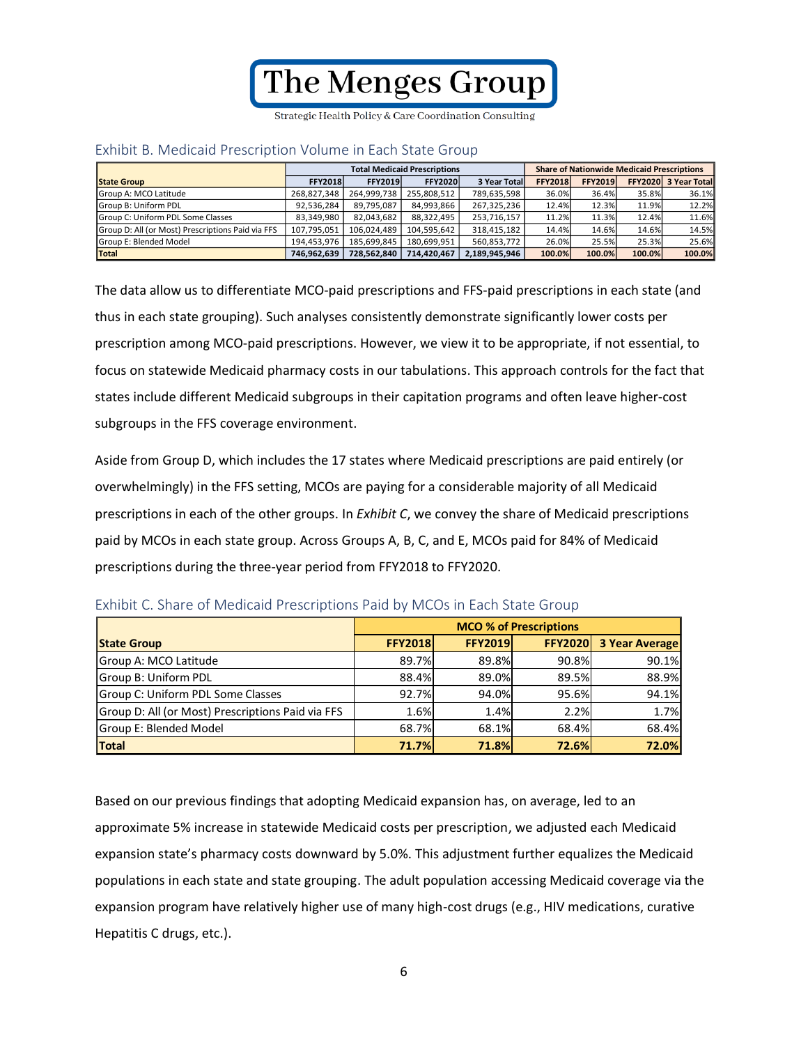### Exhibit B. Medicaid Prescription Volume in Each State Group

| | Total Medicaid Prescriptions | | | | Share of Nationwide Medicaid Prescriptions | | | |
|---|---|---|---|---|---|---|---|---|
| **State Group** | **FFY2018** | **FFY2019** | **FFY2020** | **3 Year Total** | **FFY2018** | **FFY2019** | **FFY2020** | **3 Year Total** |
| Group A: MCO Latitude | 268,827,348 | 264,999,738 | 255,808,512 | 789,635,598 | 36.0% | 36.4% | 35.8% | 36.1% |
| Group B: Uniform PDL | 92,536,284 | 89,795,087 | 84,993,866 | 267,325,236 | 12.4% | 12.3% | 11.9% | 12.2% |
| Group C: Uniform PDL Some Classes | 83,349,980 | 82,043,682 | 88,322,495 | 253,716,157 | 11.2% | 11.3% | 12.4% | 11.6% |
| Group D: All (or Most) Prescriptions Paid via FFS | 107,795,051 | 106,024,489 | 104,595,642 | 318,415,182 | 14.4% | 14.6% | 14.6% | 14.5% |
| Group E: Blended Model | 194,453,976 | 185,699,845 | 180,699,951 | 560,853,772 | 26.0% | 25.5% | 25.3% | 25.6% |
| **Total** | **746,962,639** | **728,562,840** | **714,420,467** | **2,189,945,946** | **100.0%** | **100.0%** | **100.0%** | **100.0%** |

The data allow us to differentiate MCO-paid prescriptions and FFS-paid prescriptions in each state (and thus in each state grouping). Such analyses consistently demonstrate significantly lower costs per prescription among MCO-paid prescriptions. However, we view it to be appropriate, if not essential, to focus on statewide Medicaid pharmacy costs in our tabulations. This approach controls for the fact that states include different Medicaid subgroups in their capitation programs and often leave higher-cost subgroups in the FFS coverage environment.

Aside from Group D, which includes the 17 states where Medicaid prescriptions are paid entirely (or overwhelmingly) in the FFS setting, MCOs are paying for a considerable majority of all Medicaid prescriptions in each of the other groups. In *Exhibit C*, we convey the share of Medicaid prescriptions paid by MCOs in each state group. Across Groups A, B, C, and E, MCOs paid for 84% of Medicaid prescriptions during the three-year period from FFY2018 to FFY2020.

### Exhibit C. Share of Medicaid Prescriptions Paid by MCOs in Each State Group

| | MCO % of Prescriptions | | | |
|---|---|---|---|---|
| **State Group** | **FFY2018** | **FFY2019** | **FFY2020** | **3 Year Average** |
| Group A: MCO Latitude | 89.7% | 89.8% | 90.8% | 90.1% |
| Group B: Uniform PDL | 88.4% | 89.0% | 89.5% | 88.9% |
| Group C: Uniform PDL Some Classes | 92.7% | 94.0% | 95.6% | 94.1% |
| Group D: All (or Most) Prescriptions Paid via FFS | 1.6% | 1.4% | 2.2% | 1.7% |
| Group E: Blended Model | 68.7% | 68.1% | 68.4% | 68.4% |
| **Total** | **71.7%** | **71.8%** | **72.6%** | **72.0%** |

Based on our previous findings that adopting Medicaid expansion has, on average, led to an approximate 5% increase in statewide Medicaid costs per prescription, we adjusted each Medicaid expansion state's pharmacy costs downward by 5.0%. This adjustment further equalizes the Medicaid populations in each state and state grouping. The adult population accessing Medicaid coverage via the expansion program have relatively higher use of many high-cost drugs (e.g., HIV medications, curative Hepatitis C drugs, etc.).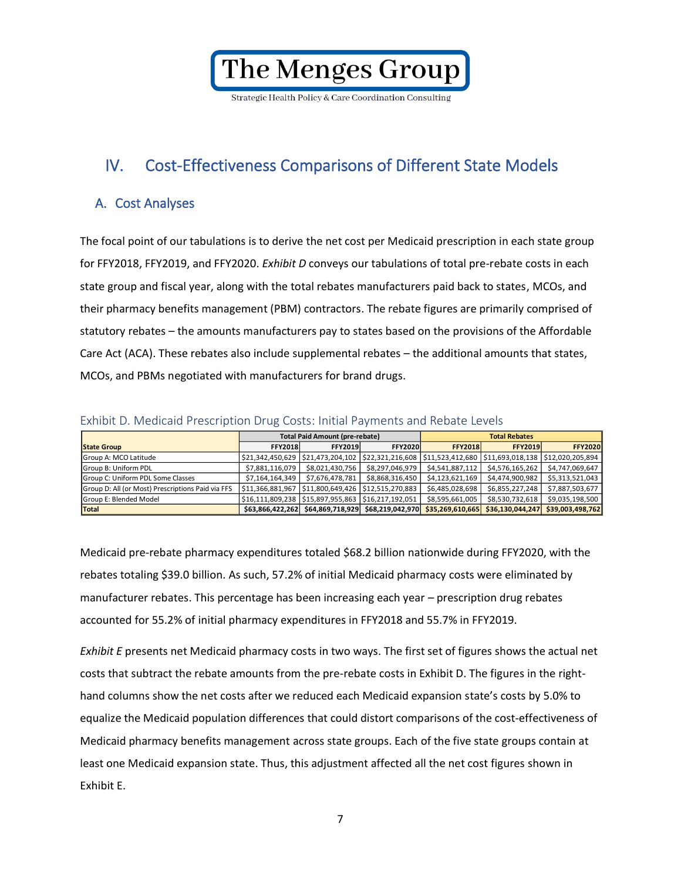# IV. Cost-Effectiveness Comparisons of Different State Models

## A. Cost Analyses

The focal point of our tabulations is to derive the net cost per Medicaid prescription in each state group for FFY2018, FFY2019, and FFY2020. *Exhibit D* conveys our tabulations of total pre-rebate costs in each state group and fiscal year, along with the total rebates manufacturers paid back to states, MCOs, and their pharmacy benefits management (PBM) contractors. The rebate figures are primarily comprised of statutory rebates – the amounts manufacturers pay to states based on the provisions of the Affordable Care Act (ACA). These rebates also include supplemental rebates – the additional amounts that states, MCOs, and PBMs negotiated with manufacturers for brand drugs.

Exhibit D. Medicaid Prescription Drug Costs: Initial Payments and Rebate Levels

| | Total Paid Amount (pre-rebate) | | | Total Rebates | | |
|---|---|---|---|---|---|---|
| **State Group** | **FFY2018** | **FFY2019** | **FFY2020** | **FFY2018** | **FFY2019** | **FFY2020** |
| Group A: MCO Latitude | $21,342,450,629 | $21,473,204,102 | $22,321,216,608 | $11,523,412,680 | $11,693,018,138 | $12,020,205,894 |
| Group B: Uniform PDL | $7,881,116,079 | $8,021,430,756 | $8,297,046,979 | $4,541,887,112 | $4,576,165,262 | $4,747,069,647 |
| Group C: Uniform PDL Some Classes | $7,164,164,349 | $7,676,478,781 | $8,868,316,450 | $4,123,621,169 | $4,474,900,982 | $5,313,521,043 |
| Group D: All (or Most) Prescriptions Paid via FFS | $11,366,881,967 | $11,800,649,426 | $12,515,270,883 | $6,485,028,698 | $6,855,227,248 | $7,887,503,677 |
| Group E: Blended Model | $16,111,809,238 | $15,897,955,863 | $16,217,192,051 | $8,595,661,005 | $8,530,732,618 | $9,035,198,500 |
| **Total** | **$63,866,422,262** | **$64,869,718,929** | **$68,219,042,970** | **$35,269,610,665** | **$36,130,044,247** | **$39,003,498,762** |

Medicaid pre-rebate pharmacy expenditures totaled $68.2 billion nationwide during FFY2020, with the rebates totaling $39.0 billion. As such, 57.2% of initial Medicaid pharmacy costs were eliminated by manufacturer rebates. This percentage has been increasing each year – prescription drug rebates accounted for 55.2% of initial pharmacy expenditures in FFY2018 and 55.7% in FFY2019.

*Exhibit E* presents net Medicaid pharmacy costs in two ways. The first set of figures shows the actual net costs that subtract the rebate amounts from the pre-rebate costs in Exhibit D. The figures in the right-hand columns show the net costs after we reduced each Medicaid expansion state's costs by 5.0% to equalize the Medicaid population differences that could distort comparisons of the cost-effectiveness of Medicaid pharmacy benefits management across state groups. Each of the five state groups contain at least one Medicaid expansion state. Thus, this adjustment affected all the net cost figures shown in Exhibit E.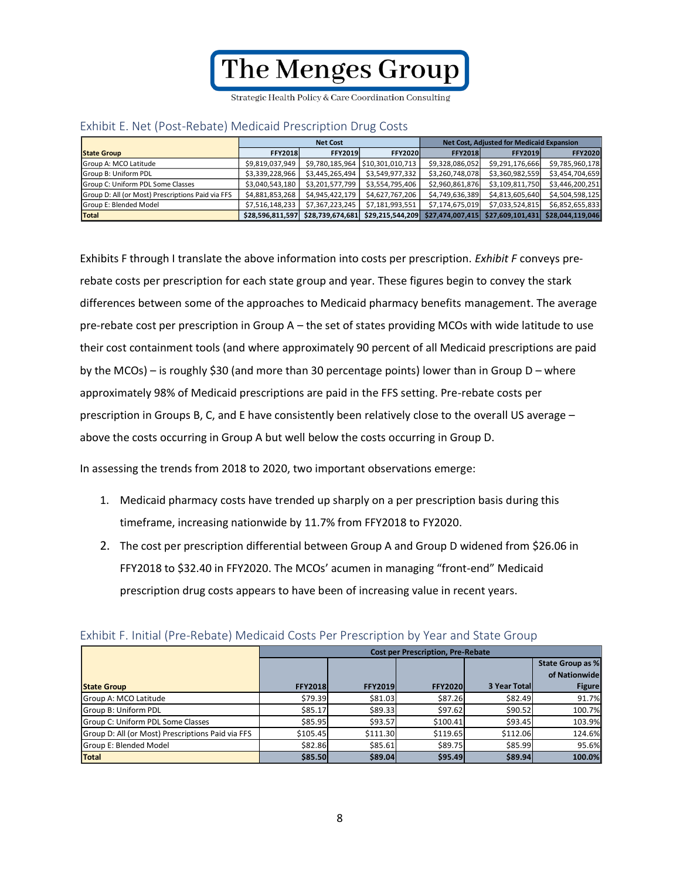### Exhibit E. Net (Post-Rebate) Medicaid Prescription Drug Costs

| State Group | Net Cost | | | Net Cost, Adjusted for Medicaid Expansion | | |
|---|---|---|---|---|---|---|
| | FFY2018 | FFY2019 | FFY2020 | FFY2018 | FFY2019 | FFY2020 |
| Group A: MCO Latitude | $9,819,037,949 | $9,780,185,964 | $10,301,010,713 | $9,328,086,052 | $9,291,176,666 | $9,785,960,178 |
| Group B: Uniform PDL | $3,339,228,966 | $3,445,265,494 | $3,549,977,332 | $3,260,748,078 | $3,360,982,559 | $3,454,704,659 |
| Group C: Uniform PDL Some Classes | $3,040,543,180 | $3,201,577,799 | $3,554,795,406 | $2,960,861,876 | $3,109,811,750 | $3,446,200,251 |
| Group D: All (or Most) Prescriptions Paid via FFS | $4,881,853,268 | $4,945,422,179 | $4,627,767,206 | $4,749,636,389 | $4,813,605,640 | $4,504,598,125 |
| Group E: Blended Model | $7,516,148,233 | $7,367,223,245 | $7,181,993,551 | $7,174,675,019 | $7,033,524,815 | $6,852,655,833 |
| **Total** | **$28,596,811,597** | **$28,739,674,681** | **$29,215,544,209** | **$27,474,007,415** | **$27,609,101,431** | **$28,044,119,046** |

Exhibits F through I translate the above information into costs per prescription. *Exhibit F* conveys pre-rebate costs per prescription for each state group and year. These figures begin to convey the stark differences between some of the approaches to Medicaid pharmacy benefits management. The average pre-rebate cost per prescription in Group A – the set of states providing MCOs with wide latitude to use their cost containment tools (and where approximately 90 percent of all Medicaid prescriptions are paid by the MCOs) – is roughly $30 (and more than 30 percentage points) lower than in Group D – where approximately 98% of Medicaid prescriptions are paid in the FFS setting. Pre-rebate costs per prescription in Groups B, C, and E have consistently been relatively close to the overall US average – above the costs occurring in Group A but well below the costs occurring in Group D.

In assessing the trends from 2018 to 2020, two important observations emerge:

1. Medicaid pharmacy costs have trended up sharply on a per prescription basis during this timeframe, increasing nationwide by 11.7% from FFY2018 to FY2020.
2. The cost per prescription differential between Group A and Group D widened from $26.06 in FFY2018 to $32.40 in FFY2020. The MCOs' acumen in managing "front-end" Medicaid prescription drug costs appears to have been of increasing value in recent years.

### Exhibit F. Initial (Pre-Rebate) Medicaid Costs Per Prescription by Year and State Group

| State Group | Cost per Prescription, Pre-Rebate | | | | |
|---|---|---|---|---|---|
| | FFY2018 | FFY2019 | FFY2020 | 3 Year Total | State Group as % of Nationwide Figure |
| Group A: MCO Latitude | $79.39 | $81.03 | $87.26 | $82.49 | 91.7% |
| Group B: Uniform PDL | $85.17 | $89.33 | $97.62 | $90.52 | 100.7% |
| Group C: Uniform PDL Some Classes | $85.95 | $93.57 | $100.41 | $93.45 | 103.9% |
| Group D: All (or Most) Prescriptions Paid via FFS | $105.45 | $111.30 | $119.65 | $112.06 | 124.6% |
| Group E: Blended Model | $82.86 | $85.61 | $89.75 | $85.99 | 95.6% |
| **Total** | **$85.50** | **$89.04** | **$95.49** | **$89.94** | **100.0%** |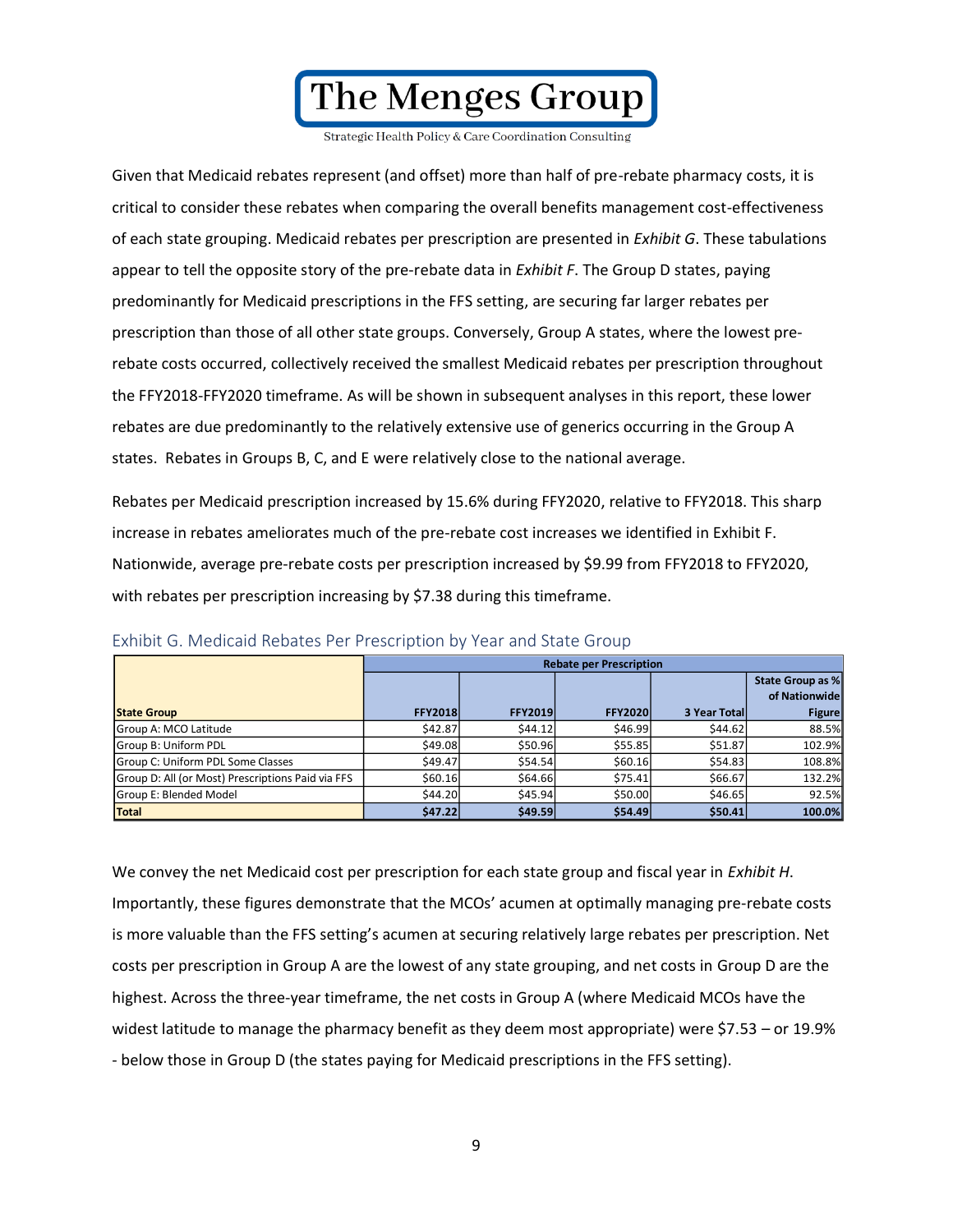Given that Medicaid rebates represent (and offset) more than half of pre-rebate pharmacy costs, it is critical to consider these rebates when comparing the overall benefits management cost-effectiveness of each state grouping. Medicaid rebates per prescription are presented in *Exhibit G*. These tabulations appear to tell the opposite story of the pre-rebate data in *Exhibit F*. The Group D states, paying predominantly for Medicaid prescriptions in the FFS setting, are securing far larger rebates per prescription than those of all other state groups. Conversely, Group A states, where the lowest pre-rebate costs occurred, collectively received the smallest Medicaid rebates per prescription throughout the FFY2018-FFY2020 timeframe. As will be shown in subsequent analyses in this report, these lower rebates are due predominantly to the relatively extensive use of generics occurring in the Group A states. Rebates in Groups B, C, and E were relatively close to the national average.

Rebates per Medicaid prescription increased by 15.6% during FFY2020, relative to FFY2018. This sharp increase in rebates ameliorates much of the pre-rebate cost increases we identified in Exhibit F. Nationwide, average pre-rebate costs per prescription increased by $9.99 from FFY2018 to FFY2020, with rebates per prescription increasing by $7.38 during this timeframe.

## Exhibit G. Medicaid Rebates Per Prescription by Year and State Group

| | Rebate per Prescription | | | | |
|---|---|---|---|---|---|
| **State Group** | **FFY2018** | **FFY2019** | **FFY2020** | **3 Year Total** | **State Group as % of Nationwide Figure** |
| Group A: MCO Latitude | $42.87 | $44.12 | $46.99 | $44.62 | 88.5% |
| Group B: Uniform PDL | $49.08 | $50.96 | $55.85 | $51.87 | 102.9% |
| Group C: Uniform PDL Some Classes | $49.47 | $54.54 | $60.16 | $54.83 | 108.8% |
| Group D: All (or Most) Prescriptions Paid via FFS | $60.16 | $64.66 | $75.41 | $66.67 | 132.2% |
| Group E: Blended Model | $44.20 | $45.94 | $50.00 | $46.65 | 92.5% |
| **Total** | **$47.22** | **$49.59** | **$54.49** | **$50.41** | **100.0%** |

We convey the net Medicaid cost per prescription for each state group and fiscal year in *Exhibit H*. Importantly, these figures demonstrate that the MCOs' acumen at optimally managing pre-rebate costs is more valuable than the FFS setting's acumen at securing relatively large rebates per prescription. Net costs per prescription in Group A are the lowest of any state grouping, and net costs in Group D are the highest. Across the three-year timeframe, the net costs in Group A (where Medicaid MCOs have the widest latitude to manage the pharmacy benefit as they deem most appropriate) were $7.53 – or 19.9% - below those in Group D (the states paying for Medicaid prescriptions in the FFS setting).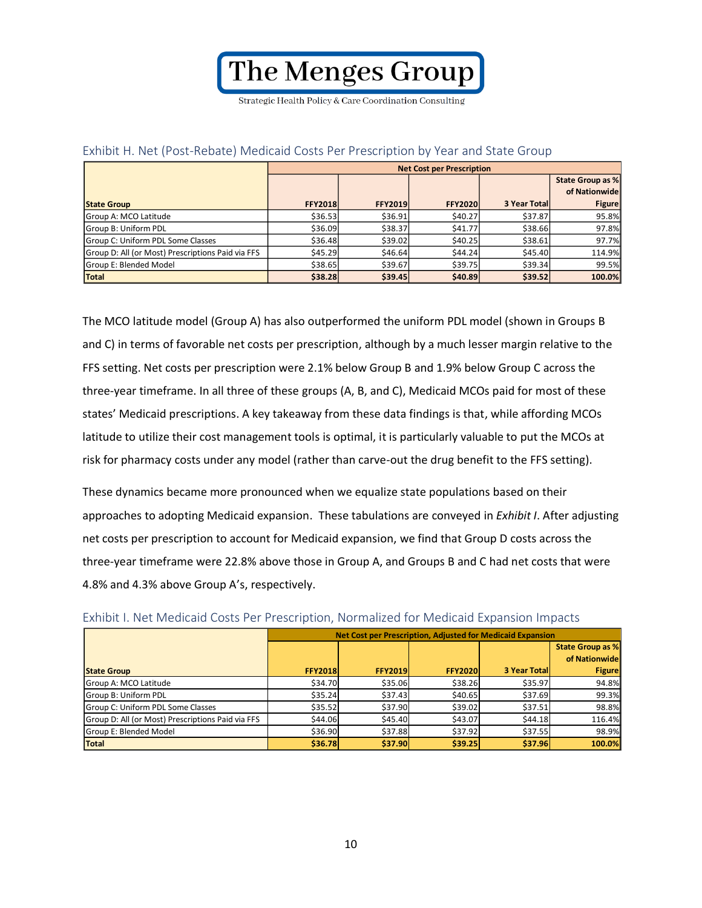### Exhibit H. Net (Post-Rebate) Medicaid Costs Per Prescription by Year and State Group

| | Net Cost per Prescription | | | | |
|---|---|---|---|---|---|
| **State Group** | **FFY2018** | **FFY2019** | **FFY2020** | **3 Year Total** | **State Group as % of Nationwide Figure** |
| Group A: MCO Latitude | $36.53 | $36.91 | $40.27 | $37.87 | 95.8% |
| Group B: Uniform PDL | $36.09 | $38.37 | $41.77 | $38.66 | 97.8% |
| Group C: Uniform PDL Some Classes | $36.48 | $39.02 | $40.25 | $38.61 | 97.7% |
| Group D: All (or Most) Prescriptions Paid via FFS | $45.29 | $46.64 | $44.24 | $45.40 | 114.9% |
| Group E: Blended Model | $38.65 | $39.67 | $39.75 | $39.34 | 99.5% |
| **Total** | **$38.28** | **$39.45** | **$40.89** | **$39.52** | **100.0%** |

The MCO latitude model (Group A) has also outperformed the uniform PDL model (shown in Groups B and C) in terms of favorable net costs per prescription, although by a much lesser margin relative to the FFS setting. Net costs per prescription were 2.1% below Group B and 1.9% below Group C across the three-year timeframe. In all three of these groups (A, B, and C), Medicaid MCOs paid for most of these states' Medicaid prescriptions. A key takeaway from these data findings is that, while affording MCOs latitude to utilize their cost management tools is optimal, it is particularly valuable to put the MCOs at risk for pharmacy costs under any model (rather than carve-out the drug benefit to the FFS setting).

These dynamics became more pronounced when we equalize state populations based on their approaches to adopting Medicaid expansion. These tabulations are conveyed in *Exhibit I*. After adjusting net costs per prescription to account for Medicaid expansion, we find that Group D costs across the three-year timeframe were 22.8% above those in Group A, and Groups B and C had net costs that were 4.8% and 4.3% above Group A's, respectively.

### Exhibit I. Net Medicaid Costs Per Prescription, Normalized for Medicaid Expansion Impacts

| | Net Cost per Prescription, Adjusted for Medicaid Expansion | | | | |
|---|---|---|---|---|---|
| **State Group** | **FFY2018** | **FFY2019** | **FFY2020** | **3 Year Total** | **State Group as % of Nationwide Figure** |
| Group A: MCO Latitude | $34.70 | $35.06 | $38.26 | $35.97 | 94.8% |
| Group B: Uniform PDL | $35.24 | $37.43 | $40.65 | $37.69 | 99.3% |
| Group C: Uniform PDL Some Classes | $35.52 | $37.90 | $39.02 | $37.51 | 98.8% |
| Group D: All (or Most) Prescriptions Paid via FFS | $44.06 | $45.40 | $43.07 | $44.18 | 116.4% |
| Group E: Blended Model | $36.90 | $37.88 | $37.92 | $37.55 | 98.9% |
| **Total** | **$36.78** | **$37.90** | **$39.25** | **$37.96** | **100.0%** |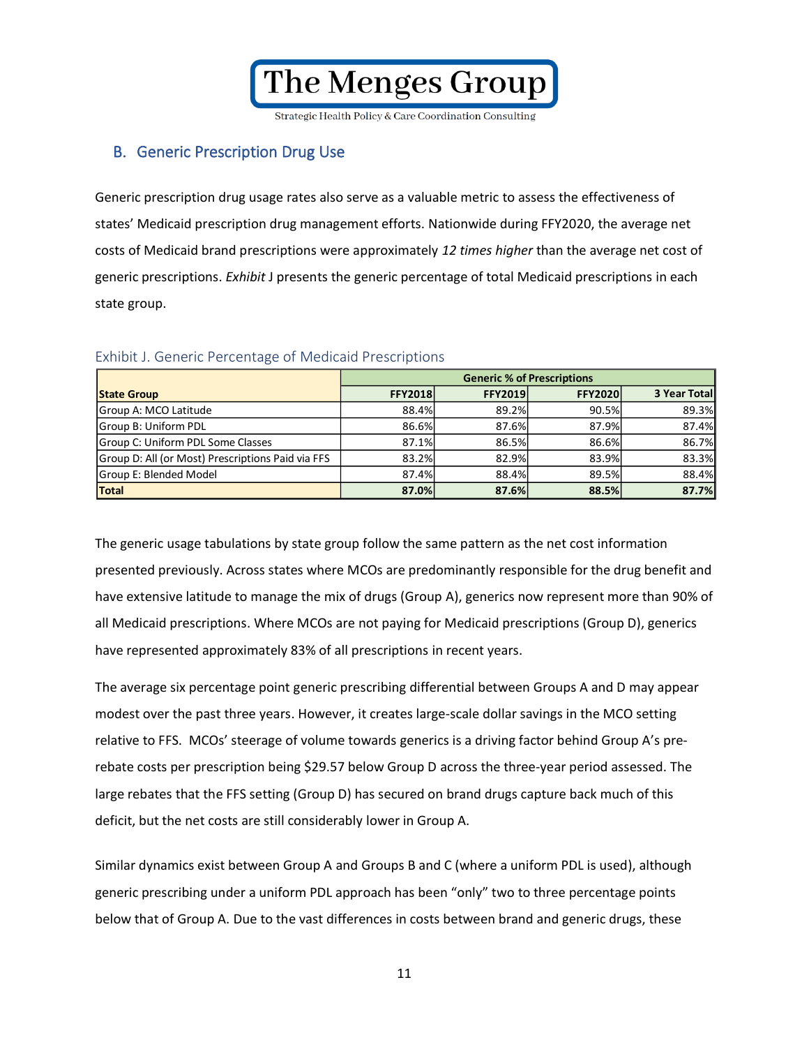## B. Generic Prescription Drug Use

Generic prescription drug usage rates also serve as a valuable metric to assess the effectiveness of states' Medicaid prescription drug management efforts. Nationwide during FFY2020, the average net costs of Medicaid brand prescriptions were approximately *12 times higher* than the average net cost of generic prescriptions. *Exhibit* J presents the generic percentage of total Medicaid prescriptions in each state group.

### Exhibit J. Generic Percentage of Medicaid Prescriptions

| | Generic % of Prescriptions | | | |
|---|---|---|---|---|
| **State Group** | **FFY2018** | **FFY2019** | **FFY2020** | **3 Year Total** |
| Group A: MCO Latitude | 88.4% | 89.2% | 90.5% | 89.3% |
| Group B: Uniform PDL | 86.6% | 87.6% | 87.9% | 87.4% |
| Group C: Uniform PDL Some Classes | 87.1% | 86.5% | 86.6% | 86.7% |
| Group D: All (or Most) Prescriptions Paid via FFS | 83.2% | 82.9% | 83.9% | 83.3% |
| Group E: Blended Model | 87.4% | 88.4% | 89.5% | 88.4% |
| **Total** | **87.0%** | **87.6%** | **88.5%** | **87.7%** |

The generic usage tabulations by state group follow the same pattern as the net cost information presented previously. Across states where MCOs are predominantly responsible for the drug benefit and have extensive latitude to manage the mix of drugs (Group A), generics now represent more than 90% of all Medicaid prescriptions. Where MCOs are not paying for Medicaid prescriptions (Group D), generics have represented approximately 83% of all prescriptions in recent years.

The average six percentage point generic prescribing differential between Groups A and D may appear modest over the past three years. However, it creates large-scale dollar savings in the MCO setting relative to FFS. MCOs' steerage of volume towards generics is a driving factor behind Group A's pre-rebate costs per prescription being $29.57 below Group D across the three-year period assessed. The large rebates that the FFS setting (Group D) has secured on brand drugs capture back much of this deficit, but the net costs are still considerably lower in Group A.

Similar dynamics exist between Group A and Groups B and C (where a uniform PDL is used), although generic prescribing under a uniform PDL approach has been "only" two to three percentage points below that of Group A. Due to the vast differences in costs between brand and generic drugs, these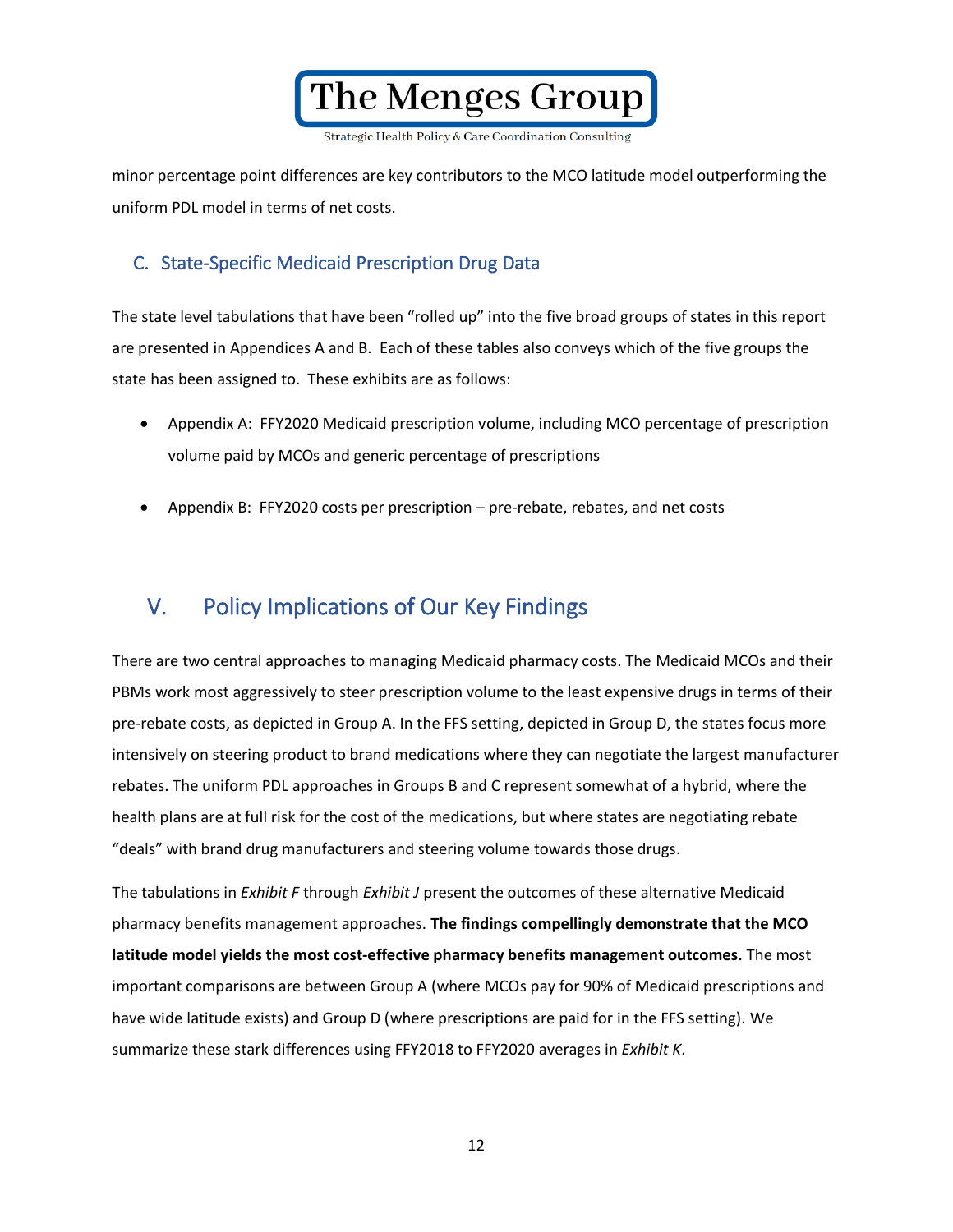minor percentage point differences are key contributors to the MCO latitude model outperforming the uniform PDL model in terms of net costs.

### C. State-Specific Medicaid Prescription Drug Data

The state level tabulations that have been "rolled up" into the five broad groups of states in this report are presented in Appendices A and B. Each of these tables also conveys which of the five groups the state has been assigned to. These exhibits are as follows:

- Appendix A: FFY2020 Medicaid prescription volume, including MCO percentage of prescription volume paid by MCOs and generic percentage of prescriptions
- Appendix B: FFY2020 costs per prescription – pre-rebate, rebates, and net costs

## V. Policy Implications of Our Key Findings

There are two central approaches to managing Medicaid pharmacy costs. The Medicaid MCOs and their PBMs work most aggressively to steer prescription volume to the least expensive drugs in terms of their pre-rebate costs, as depicted in Group A. In the FFS setting, depicted in Group D, the states focus more intensively on steering product to brand medications where they can negotiate the largest manufacturer rebates. The uniform PDL approaches in Groups B and C represent somewhat of a hybrid, where the health plans are at full risk for the cost of the medications, but where states are negotiating rebate "deals" with brand drug manufacturers and steering volume towards those drugs.

The tabulations in *Exhibit F* through *Exhibit J* present the outcomes of these alternative Medicaid pharmacy benefits management approaches. **The findings compellingly demonstrate that the MCO latitude model yields the most cost-effective pharmacy benefits management outcomes.** The most important comparisons are between Group A (where MCOs pay for 90% of Medicaid prescriptions and have wide latitude exists) and Group D (where prescriptions are paid for in the FFS setting). We summarize these stark differences using FFY2018 to FFY2020 averages in *Exhibit K*.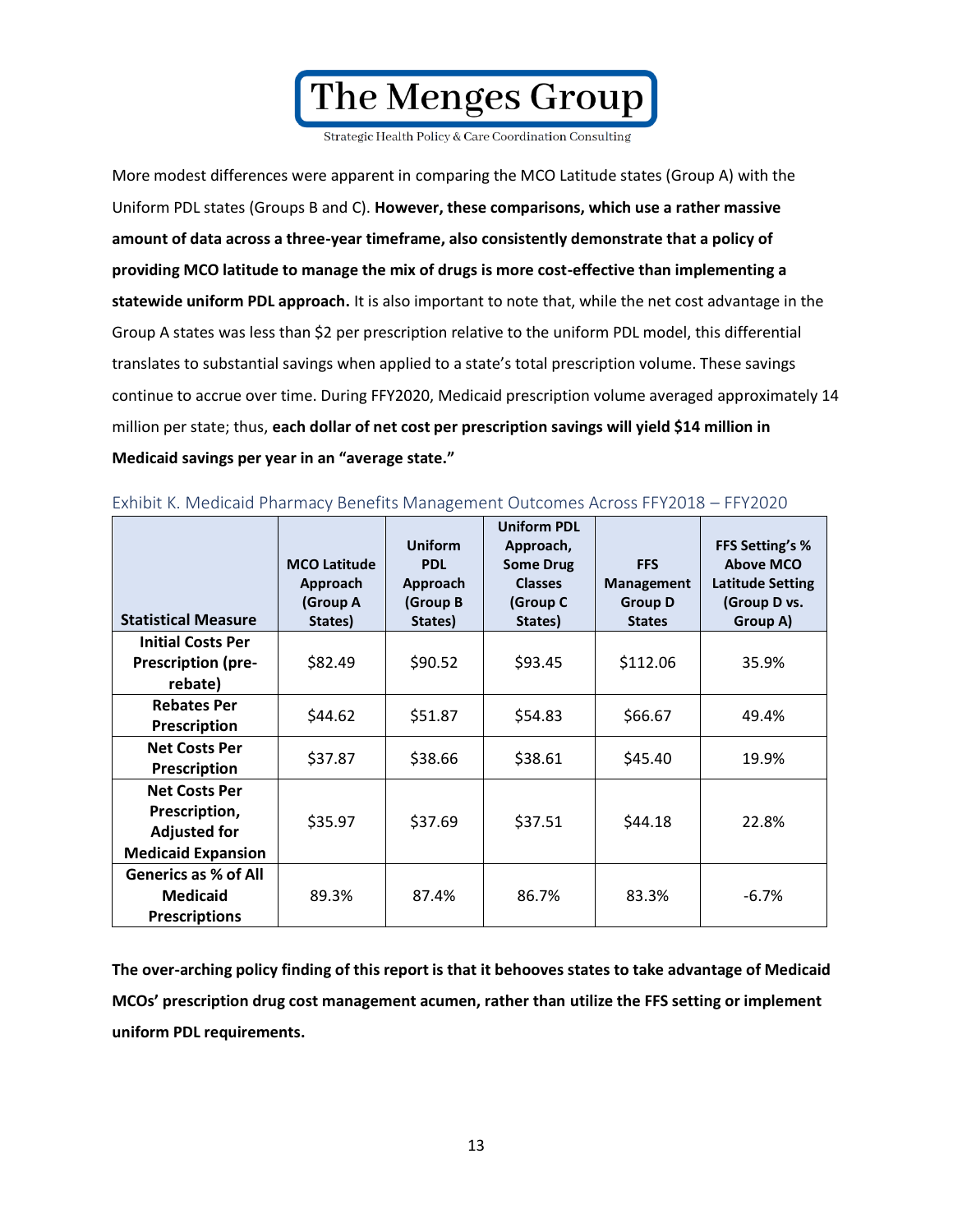More modest differences were apparent in comparing the MCO Latitude states (Group A) with the Uniform PDL states (Groups B and C). **However, these comparisons, which use a rather massive amount of data across a three-year timeframe, also consistently demonstrate that a policy of providing MCO latitude to manage the mix of drugs is more cost-effective than implementing a statewide uniform PDL approach.** It is also important to note that, while the net cost advantage in the Group A states was less than $2 per prescription relative to the uniform PDL model, this differential translates to substantial savings when applied to a state's total prescription volume. These savings continue to accrue over time. During FFY2020, Medicaid prescription volume averaged approximately 14 million per state; thus, **each dollar of net cost per prescription savings will yield $14 million in Medicaid savings per year in an "average state."**

Exhibit K. Medicaid Pharmacy Benefits Management Outcomes Across FFY2018 – FFY2020

| Statistical Measure | MCO Latitude Approach (Group A States) | Uniform PDL Approach (Group B States) | Uniform PDL Approach, Some Drug Classes (Group C States) | FFS Management Group D States | FFS Setting's % Above MCO Latitude Setting (Group D vs. Group A) |
|---|---|---|---|---|---|
| **Initial Costs Per Prescription (pre-rebate)** | $82.49 | $90.52 | $93.45 | $112.06 | 35.9% |
| **Rebates Per Prescription** | $44.62 | $51.87 | $54.83 | $66.67 | 49.4% |
| **Net Costs Per Prescription** | $37.87 | $38.66 | $38.61 | $45.40 | 19.9% |
| **Net Costs Per Prescription, Adjusted for Medicaid Expansion** | $35.97 | $37.69 | $37.51 | $44.18 | 22.8% |
| **Generics as % of All Medicaid Prescriptions** | 89.3% | 87.4% | 86.7% | 83.3% | -6.7% |

**The over-arching policy finding of this report is that it behooves states to take advantage of Medicaid MCOs' prescription drug cost management acumen, rather than utilize the FFS setting or implement uniform PDL requirements.**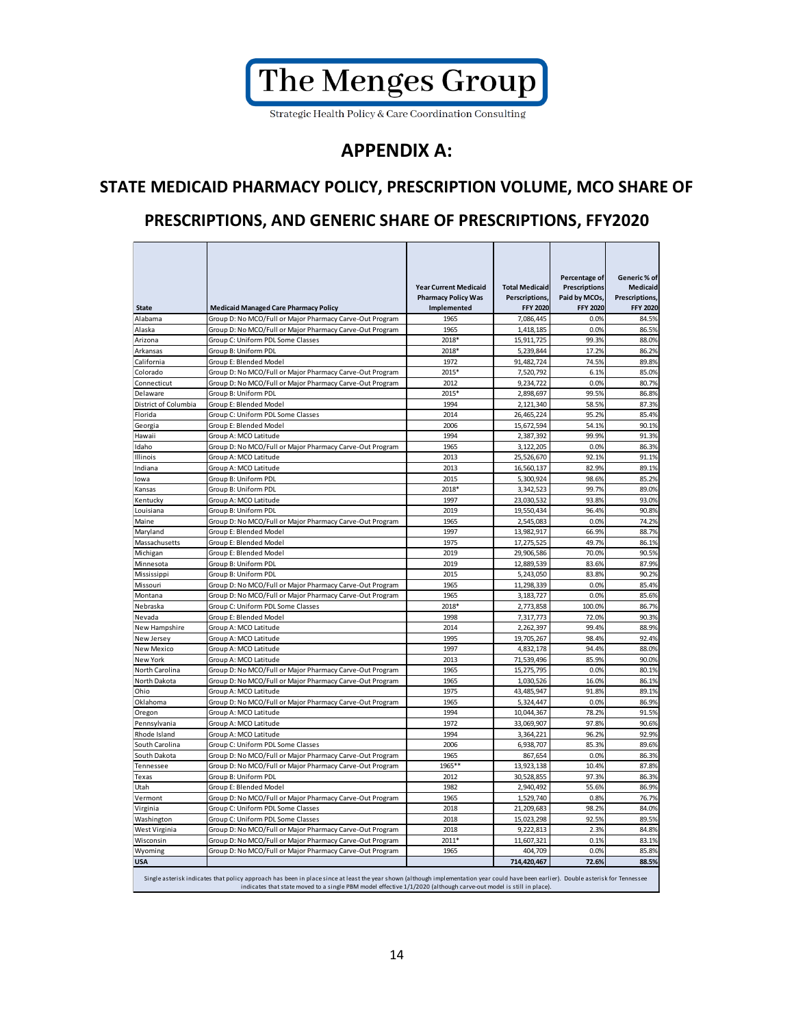The Menges Group

Strategic Health Policy & Care Coordination Consulting

# APPENDIX A:

## STATE MEDICAID PHARMACY POLICY, PRESCRIPTION VOLUME, MCO SHARE OF PRESCRIPTIONS, AND GENERIC SHARE OF PRESCRIPTIONS, FFY2020

| State | Medicaid Managed Care Pharmacy Policy | Year Current Medicaid Pharmacy Policy Was Implemented | Total Medicaid Perscriptions, FFY 2020 | Percentage of Prescriptions Paid by MCOs, FFY 2020 | Generic % of Medicaid Prescriptions, FFY 2020 |
|---|---|---|---|---|---|
| Alabama | Group D: No MCO/Full or Major Pharmacy Carve-Out Program | 1965 | 7,086,445 | 0.0% | 84.5% |
| Alaska | Group D: No MCO/Full or Major Pharmacy Carve-Out Program | 1965 | 1,418,185 | 0.0% | 86.5% |
| Arizona | Group C: Uniform PDL Some Classes | 2018* | 15,911,725 | 99.3% | 88.0% |
| Arkansas | Group B: Uniform PDL | 2018* | 5,239,844 | 17.2% | 86.2% |
| California | Group E: Blended Model | 1972 | 91,482,724 | 74.5% | 89.8% |
| Colorado | Group D: No MCO/Full or Major Pharmacy Carve-Out Program | 2015* | 7,520,792 | 6.1% | 85.0% |
| Connecticut | Group D: No MCO/Full or Major Pharmacy Carve-Out Program | 2012 | 9,234,722 | 0.0% | 80.7% |
| Delaware | Group B: Uniform PDL | 2015* | 2,898,697 | 99.5% | 86.8% |
| District of Columbia | Group E: Blended Model | 1994 | 2,121,340 | 58.5% | 87.3% |
| Florida | Group C: Uniform PDL Some Classes | 2014 | 26,465,224 | 95.2% | 85.4% |
| Georgia | Group E: Blended Model | 2006 | 15,672,594 | 54.1% | 90.1% |
| Hawaii | Group A: MCO Latitude | 1994 | 2,387,392 | 99.9% | 91.3% |
| Idaho | Group D: No MCO/Full or Major Pharmacy Carve-Out Program | 1965 | 3,122,205 | 0.0% | 86.3% |
| Illinois | Group A: MCO Latitude | 2013 | 25,526,670 | 92.1% | 91.1% |
| Indiana | Group A: MCO Latitude | 2013 | 16,560,137 | 82.9% | 89.1% |
| Iowa | Group B: Uniform PDL | 2015 | 5,300,924 | 98.6% | 85.2% |
| Kansas | Group B: Uniform PDL | 2018* | 3,342,523 | 99.7% | 89.0% |
| Kentucky | Group A: MCO Latitude | 1997 | 23,030,532 | 93.8% | 93.0% |
| Louisiana | Group B: Uniform PDL | 2019 | 19,550,434 | 96.4% | 90.8% |
| Maine | Group D: No MCO/Full or Major Pharmacy Carve-Out Program | 1965 | 2,545,083 | 0.0% | 74.2% |
| Maryland | Group E: Blended Model | 1997 | 13,982,917 | 66.9% | 88.7% |
| Massachusetts | Group E: Blended Model | 1975 | 17,275,525 | 49.7% | 86.1% |
| Michigan | Group E: Blended Model | 2019 | 29,906,586 | 70.0% | 90.5% |
| Minnesota | Group B: Uniform PDL | 2019 | 12,889,539 | 83.6% | 87.9% |
| Mississippi | Group B: Uniform PDL | 2015 | 5,243,050 | 83.8% | 90.2% |
| Missouri | Group D: No MCO/Full or Major Pharmacy Carve-Out Program | 1965 | 11,298,339 | 0.0% | 85.4% |
| Montana | Group D: No MCO/Full or Major Pharmacy Carve-Out Program | 1965 | 3,183,727 | 0.0% | 85.6% |
| Nebraska | Group C: Uniform PDL Some Classes | 2018* | 2,773,858 | 100.0% | 86.7% |
| Nevada | Group E: Blended Model | 1998 | 7,317,773 | 72.0% | 90.3% |
| New Hampshire | Group A: MCO Latitude | 2014 | 2,262,397 | 99.4% | 88.9% |
| New Jersey | Group A: MCO Latitude | 1995 | 19,705,267 | 98.4% | 92.4% |
| New Mexico | Group A: MCO Latitude | 1997 | 4,832,178 | 94.4% | 88.0% |
| New York | Group A: MCO Latitude | 2013 | 71,539,496 | 85.9% | 90.0% |
| North Carolina | Group D: No MCO/Full or Major Pharmacy Carve-Out Program | 1965 | 15,275,795 | 0.0% | 80.1% |
| North Dakota | Group D: No MCO/Full or Major Pharmacy Carve-Out Program | 1965 | 1,030,526 | 16.0% | 86.1% |
| Ohio | Group A: MCO Latitude | 1975 | 43,485,947 | 91.8% | 89.1% |
| Oklahoma | Group D: No MCO/Full or Major Pharmacy Carve-Out Program | 1965 | 5,324,447 | 0.0% | 86.9% |
| Oregon | Group A: MCO Latitude | 1994 | 10,044,367 | 78.2% | 91.5% |
| Pennsylvania | Group A: MCO Latitude | 1972 | 33,069,907 | 97.8% | 90.6% |
| Rhode Island | Group A: MCO Latitude | 1994 | 3,364,221 | 96.2% | 92.9% |
| South Carolina | Group C: Uniform PDL Some Classes | 2006 | 6,938,707 | 85.3% | 89.6% |
| South Dakota | Group D: No MCO/Full or Major Pharmacy Carve-Out Program | 1965 | 867,654 | 0.0% | 86.3% |
| Tennessee | Group D: No MCO/Full or Major Pharmacy Carve-Out Program | 1965** | 13,923,138 | 10.4% | 87.8% |
| Texas | Group B: Uniform PDL | 2012 | 30,528,855 | 97.3% | 86.3% |
| Utah | Group E: Blended Model | 1982 | 2,940,492 | 55.6% | 86.9% |
| Vermont | Group D: No MCO/Full or Major Pharmacy Carve-Out Program | 1965 | 1,529,740 | 0.8% | 76.7% |
| Virginia | Group C: Uniform PDL Some Classes | 2018 | 21,209,683 | 98.2% | 84.0% |
| Washington | Group C: Uniform PDL Some Classes | 2018 | 15,023,298 | 92.5% | 89.5% |
| West Virginia | Group D: No MCO/Full or Major Pharmacy Carve-Out Program | 2018 | 9,222,813 | 2.3% | 84.8% |
| Wisconsin | Group D: No MCO/Full or Major Pharmacy Carve-Out Program | 2011* | 11,607,321 | 0.1% | 83.1% |
| Wyoming | Group D: No MCO/Full or Major Pharmacy Carve-Out Program | 1965 | 404,709 | 0.0% | 85.8% |
| **USA** | | | **714,420,467** | **72.6%** | **88.5%** |

Single asterisk indicates that policy approach has been in place since at least the year shown (although implementation year could have been earlier). Double asterisk for Tennessee indicates that state moved to a single PBM model effective 1/1/2020 (although carve-out model is still in place).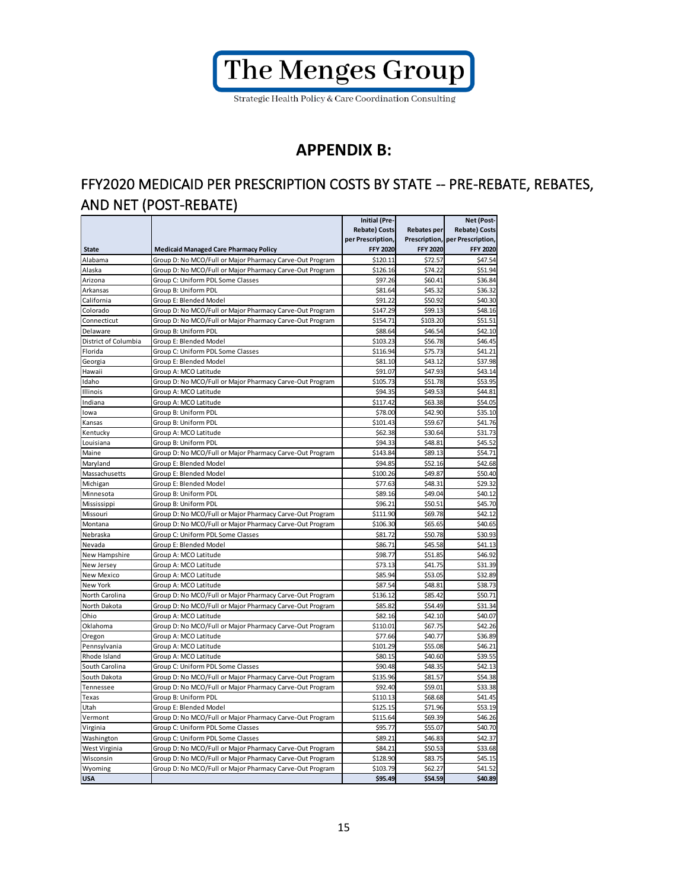The Menges Group

Strategic Health Policy & Care Coordination Consulting

# APPENDIX B:

## FFY2020 MEDICAID PER PRESCRIPTION COSTS BY STATE -- PRE-REBATE, REBATES, AND NET (POST-REBATE)

| State | Medicaid Managed Care Pharmacy Policy | Initial (Pre-Rebate) Costs per Prescription, FFY 2020 | Rebates per Prescription, FFY 2020 | Net (Post-Rebate) Costs per Prescription, FFY 2020 |
|---|---|---|---|---|
| Alabama | Group D: No MCO/Full or Major Pharmacy Carve-Out Program | $120.11 | $72.57 | $47.54 |
| Alaska | Group D: No MCO/Full or Major Pharmacy Carve-Out Program | $126.16 | $74.22 | $51.94 |
| Arizona | Group C: Uniform PDL Some Classes | $97.26 | $60.41 | $36.84 |
| Arkansas | Group B: Uniform PDL | $81.64 | $45.32 | $36.32 |
| California | Group E: Blended Model | $91.22 | $50.92 | $40.30 |
| Colorado | Group D: No MCO/Full or Major Pharmacy Carve-Out Program | $147.29 | $99.13 | $48.16 |
| Connecticut | Group D: No MCO/Full or Major Pharmacy Carve-Out Program | $154.71 | $103.20 | $51.51 |
| Delaware | Group B: Uniform PDL | $88.64 | $46.54 | $42.10 |
| District of Columbia | Group E: Blended Model | $103.23 | $56.78 | $46.45 |
| Florida | Group C: Uniform PDL Some Classes | $116.94 | $75.73 | $41.21 |
| Georgia | Group E: Blended Model | $81.10 | $43.12 | $37.98 |
| Hawaii | Group A: MCO Latitude | $91.07 | $47.93 | $43.14 |
| Idaho | Group D: No MCO/Full or Major Pharmacy Carve-Out Program | $105.73 | $51.78 | $53.95 |
| Illinois | Group A: MCO Latitude | $94.35 | $49.53 | $44.81 |
| Indiana | Group A: MCO Latitude | $117.42 | $63.38 | $54.05 |
| Iowa | Group B: Uniform PDL | $78.00 | $42.90 | $35.10 |
| Kansas | Group B: Uniform PDL | $101.43 | $59.67 | $41.76 |
| Kentucky | Group A: MCO Latitude | $62.38 | $30.64 | $31.73 |
| Louisiana | Group B: Uniform PDL | $94.33 | $48.81 | $45.52 |
| Maine | Group D: No MCO/Full or Major Pharmacy Carve-Out Program | $143.84 | $89.13 | $54.71 |
| Maryland | Group E: Blended Model | $94.85 | $52.16 | $42.68 |
| Massachusetts | Group E: Blended Model | $100.26 | $49.87 | $50.40 |
| Michigan | Group E: Blended Model | $77.63 | $48.31 | $29.32 |
| Minnesota | Group B: Uniform PDL | $89.16 | $49.04 | $40.12 |
| Mississippi | Group B: Uniform PDL | $96.21 | $50.51 | $45.70 |
| Missouri | Group D: No MCO/Full or Major Pharmacy Carve-Out Program | $111.90 | $69.78 | $42.12 |
| Montana | Group D: No MCO/Full or Major Pharmacy Carve-Out Program | $106.30 | $65.65 | $40.65 |
| Nebraska | Group C: Uniform PDL Some Classes | $81.72 | $50.78 | $30.93 |
| Nevada | Group E: Blended Model | $86.71 | $45.58 | $41.13 |
| New Hampshire | Group A: MCO Latitude | $98.77 | $51.85 | $46.92 |
| New Jersey | Group A: MCO Latitude | $73.13 | $41.75 | $31.39 |
| New Mexico | Group A: MCO Latitude | $85.94 | $53.05 | $32.89 |
| New York | Group A: MCO Latitude | $87.54 | $48.81 | $38.73 |
| North Carolina | Group D: No MCO/Full or Major Pharmacy Carve-Out Program | $136.12 | $85.42 | $50.71 |
| North Dakota | Group D: No MCO/Full or Major Pharmacy Carve-Out Program | $85.82 | $54.49 | $31.34 |
| Ohio | Group A: MCO Latitude | $82.16 | $42.10 | $40.07 |
| Oklahoma | Group D: No MCO/Full or Major Pharmacy Carve-Out Program | $110.01 | $67.75 | $42.26 |
| Oregon | Group A: MCO Latitude | $77.66 | $40.77 | $36.89 |
| Pennsylvania | Group A: MCO Latitude | $101.29 | $55.08 | $46.21 |
| Rhode Island | Group A: MCO Latitude | $80.15 | $40.60 | $39.55 |
| South Carolina | Group C: Uniform PDL Some Classes | $90.48 | $48.35 | $42.13 |
| South Dakota | Group D: No MCO/Full or Major Pharmacy Carve-Out Program | $135.96 | $81.57 | $54.38 |
| Tennessee | Group D: No MCO/Full or Major Pharmacy Carve-Out Program | $92.40 | $59.01 | $33.38 |
| Texas | Group B: Uniform PDL | $110.13 | $68.68 | $41.45 |
| Utah | Group E: Blended Model | $125.15 | $71.96 | $53.19 |
| Vermont | Group D: No MCO/Full or Major Pharmacy Carve-Out Program | $115.64 | $69.39 | $46.26 |
| Virginia | Group C: Uniform PDL Some Classes | $95.77 | $55.07 | $40.70 |
| Washington | Group C: Uniform PDL Some Classes | $89.21 | $46.83 | $42.37 |
| West Virginia | Group D: No MCO/Full or Major Pharmacy Carve-Out Program | $84.21 | $50.53 | $33.68 |
| Wisconsin | Group D: No MCO/Full or Major Pharmacy Carve-Out Program | $128.90 | $83.75 | $45.15 |
| Wyoming | Group D: No MCO/Full or Major Pharmacy Carve-Out Program | $103.79 | $62.27 | $41.52 |
| **USA** | | **$95.49** | **$54.59** | **$40.89** |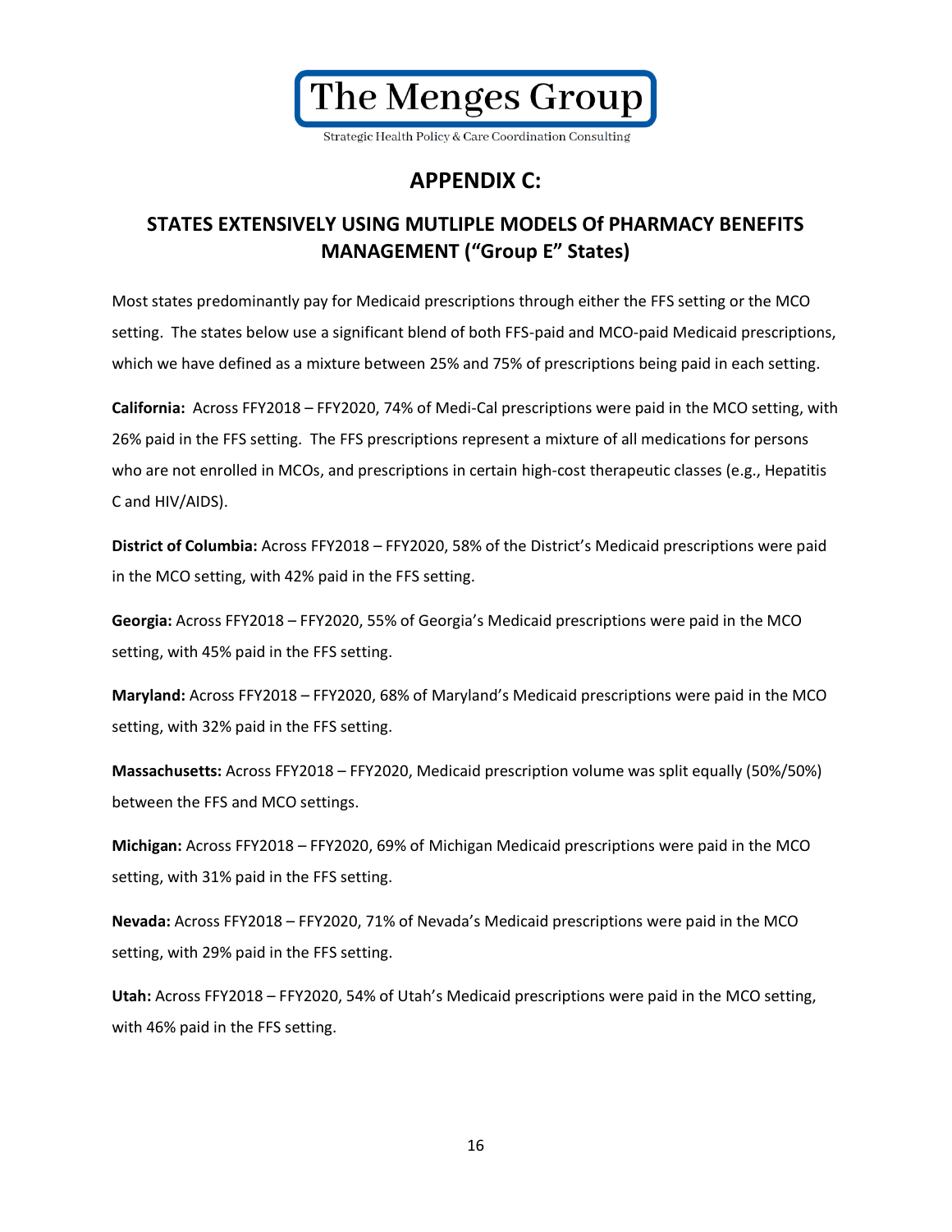# APPENDIX C:

## STATES EXTENSIVELY USING MUTLIPLE MODELS Of PHARMACY BENEFITS MANAGEMENT ("Group E" States)

Most states predominantly pay for Medicaid prescriptions through either the FFS setting or the MCO setting. The states below use a significant blend of both FFS-paid and MCO-paid Medicaid prescriptions, which we have defined as a mixture between 25% and 75% of prescriptions being paid in each setting.

**California:** Across FFY2018 – FFY2020, 74% of Medi-Cal prescriptions were paid in the MCO setting, with 26% paid in the FFS setting. The FFS prescriptions represent a mixture of all medications for persons who are not enrolled in MCOs, and prescriptions in certain high-cost therapeutic classes (e.g., Hepatitis C and HIV/AIDS).

**District of Columbia:** Across FFY2018 – FFY2020, 58% of the District's Medicaid prescriptions were paid in the MCO setting, with 42% paid in the FFS setting.

**Georgia:** Across FFY2018 – FFY2020, 55% of Georgia's Medicaid prescriptions were paid in the MCO setting, with 45% paid in the FFS setting.

**Maryland:** Across FFY2018 – FFY2020, 68% of Maryland's Medicaid prescriptions were paid in the MCO setting, with 32% paid in the FFS setting.

**Massachusetts:** Across FFY2018 – FFY2020, Medicaid prescription volume was split equally (50%/50%) between the FFS and MCO settings.

**Michigan:** Across FFY2018 – FFY2020, 69% of Michigan Medicaid prescriptions were paid in the MCO setting, with 31% paid in the FFS setting.

**Nevada:** Across FFY2018 – FFY2020, 71% of Nevada's Medicaid prescriptions were paid in the MCO setting, with 29% paid in the FFS setting.

**Utah:** Across FFY2018 – FFY2020, 54% of Utah's Medicaid prescriptions were paid in the MCO setting, with 46% paid in the FFS setting.